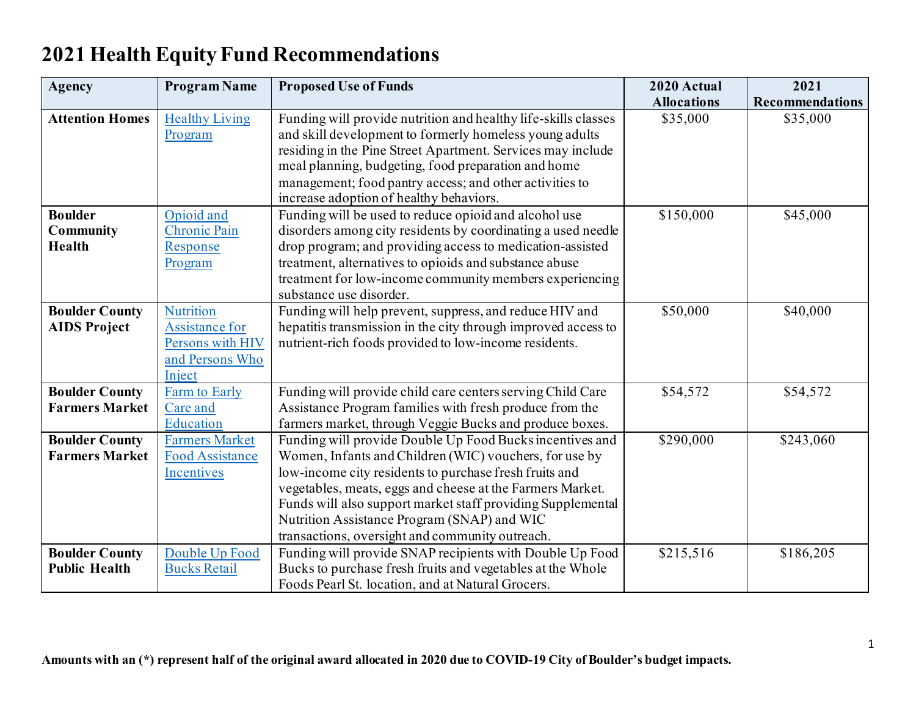# 2021 Health Equity Fund Recommendations

| Agency | Program Name | Proposed Use of Funds | 2020 Actual Allocations | 2021 Recommendations |
|---|---|---|---|---|
| **Attention Homes** | Healthy Living Program | Funding will provide nutrition and healthy life-skills classes and skill development to formerly homeless young adults residing in the Pine Street Apartment. Services may include meal planning, budgeting, food preparation and home management; food pantry access; and other activities to increase adoption of healthy behaviors. | $35,000 | $35,000 |
| **Boulder Community Health** | Opioid and Chronic Pain Response Program | Funding will be used to reduce opioid and alcohol use disorders among city residents by coordinating a used needle drop program; and providing access to medication-assisted treatment, alternatives to opioids and substance abuse treatment for low-income community members experiencing substance use disorder. | $150,000 | $45,000 |
| **Boulder County AIDS Project** | Nutrition Assistance for Persons with HIV and Persons Who Inject | Funding will help prevent, suppress, and reduce HIV and hepatitis transmission in the city through improved access to nutrient-rich foods provided to low-income residents. | $50,000 | $40,000 |
| **Boulder County Farmers Market** | Farm to Early Care and Education | Funding will provide child care centers serving Child Care Assistance Program families with fresh produce from the farmers market, through Veggie Bucks and produce boxes. | $54,572 | $54,572 |
| **Boulder County Farmers Market** | Farmers Market Food Assistance Incentives | Funding will provide Double Up Food Bucks incentives and Women, Infants and Children (WIC) vouchers, for use by low-income city residents to purchase fresh fruits and vegetables, meats, eggs and cheese at the Farmers Market. Funds will also support market staff providing Supplemental Nutrition Assistance Program (SNAP) and WIC transactions, oversight and community outreach. | $290,000 | $243,060 |
| **Boulder County Public Health** | Double Up Food Bucks Retail | Funding will provide SNAP recipients with Double Up Food Bucks to purchase fresh fruits and vegetables at the Whole Foods Pearl St. location, and at Natural Grocers. | $215,516 | $186,205 |

**Amounts with an (*) represent half of the original award allocated in 2020 due to COVID-19 City of Boulder's budget impacts.**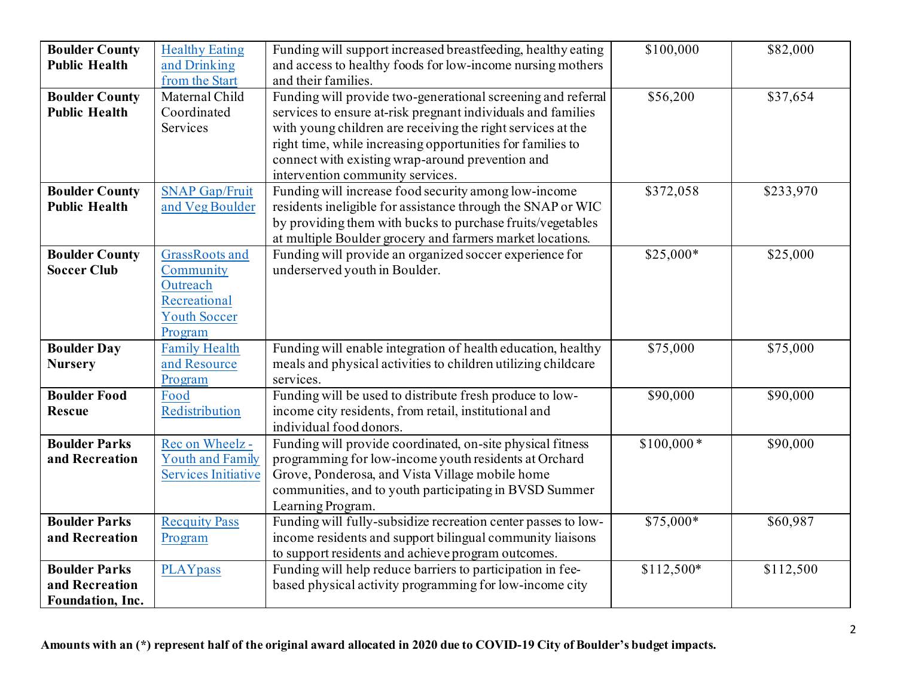| | | | | |
|---|---|---|---|---|
| **Boulder County Public Health** | Healthy Eating and Drinking from the Start | Funding will support increased breastfeeding, healthy eating and access to healthy foods for low-income nursing mothers and their families. | $100,000 | $82,000 |
| **Boulder County Public Health** | Maternal Child Coordinated Services | Funding will provide two-generational screening and referral services to ensure at-risk pregnant individuals and families with young children are receiving the right services at the right time, while increasing opportunities for families to connect with existing wrap-around prevention and intervention community services. | $56,200 | $37,654 |
| **Boulder County Public Health** | SNAP Gap/Fruit and Veg Boulder | Funding will increase food security among low-income residents ineligible for assistance through the SNAP or WIC by providing them with bucks to purchase fruits/vegetables at multiple Boulder grocery and farmers market locations. | $372,058 | $233,970 |
| **Boulder County Soccer Club** | GrassRoots and Community Outreach Recreational Youth Soccer Program | Funding will provide an organized soccer experience for underserved youth in Boulder. | $25,000* | $25,000 |
| **Boulder Day Nursery** | Family Health and Resource Program | Funding will enable integration of health education, healthy meals and physical activities to children utilizing childcare services. | $75,000 | $75,000 |
| **Boulder Food Rescue** | Food Redistribution | Funding will be used to distribute fresh produce to low-income city residents, from retail, institutional and individual food donors. | $90,000 | $90,000 |
| **Boulder Parks and Recreation** | Rec on Wheelz - Youth and Family Services Initiative | Funding will provide coordinated, on-site physical fitness programming for low-income youth residents at Orchard Grove, Ponderosa, and Vista Village mobile home communities, and to youth participating in BVSD Summer Learning Program. | $100,000* | $90,000 |
| **Boulder Parks and Recreation** | Recquity Pass Program | Funding will fully-subsidize recreation center passes to low-income residents and support bilingual community liaisons to support residents and achieve program outcomes. | $75,000* | $60,987 |
| **Boulder Parks and Recreation Foundation, Inc.** | PLAYpass | Funding will help reduce barriers to participation in fee-based physical activity programming for low-income city | $112,500* | $112,500 |

**Amounts with an (*) represent half of the original award allocated in 2020 due to COVID-19 City of Boulder's budget impacts.**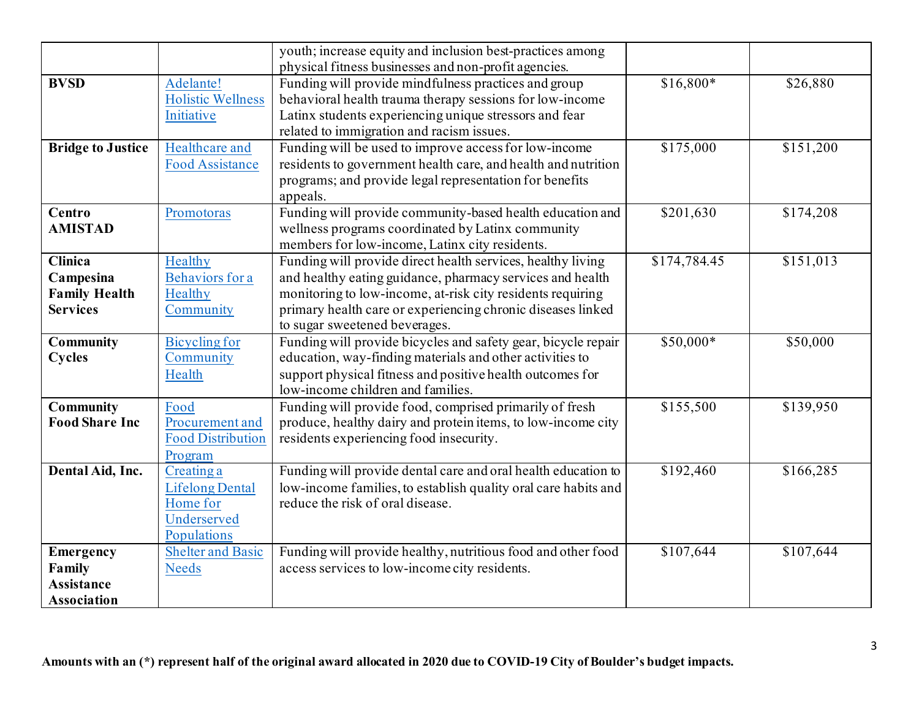| | | | | |
|---|---|---|---|---|
| | | youth; increase equity and inclusion best-practices among physical fitness businesses and non-profit agencies. | | |
| **BVSD** | Adelante! Holistic Wellness Initiative | Funding will provide mindfulness practices and group behavioral health trauma therapy sessions for low-income Latinx students experiencing unique stressors and fear related to immigration and racism issues. | $16,800* | $26,880 |
| **Bridge to Justice** | Healthcare and Food Assistance | Funding will be used to improve access for low-income residents to government health care, and health and nutrition programs; and provide legal representation for benefits appeals. | $175,000 | $151,200 |
| **Centro AMISTAD** | Promotoras | Funding will provide community-based health education and wellness programs coordinated by Latinx community members for low-income, Latinx city residents. | $201,630 | $174,208 |
| **Clinica Campesina Family Health Services** | Healthy Behaviors for a Healthy Community | Funding will provide direct health services, healthy living and healthy eating guidance, pharmacy services and health monitoring to low-income, at-risk city residents requiring primary health care or experiencing chronic diseases linked to sugar sweetened beverages. | $174,784.45 | $151,013 |
| **Community Cycles** | Bicycling for Community Health | Funding will provide bicycles and safety gear, bicycle repair education, way-finding materials and other activities to support physical fitness and positive health outcomes for low-income children and families. | $50,000* | $50,000 |
| **Community Food Share Inc** | Food Procurement and Food Distribution Program | Funding will provide food, comprised primarily of fresh produce, healthy dairy and protein items, to low-income city residents experiencing food insecurity. | $155,500 | $139,950 |
| **Dental Aid, Inc.** | Creating a Lifelong Dental Home for Underserved Populations | Funding will provide dental care and oral health education to low-income families, to establish quality oral care habits and reduce the risk of oral disease. | $192,460 | $166,285 |
| **Emergency Family Assistance Association** | Shelter and Basic Needs | Funding will provide healthy, nutritious food and other food access services to low-income city residents. | $107,644 | $107,644 |

**Amounts with an (*) represent half of the original award allocated in 2020 due to COVID-19 City of Boulder's budget impacts.**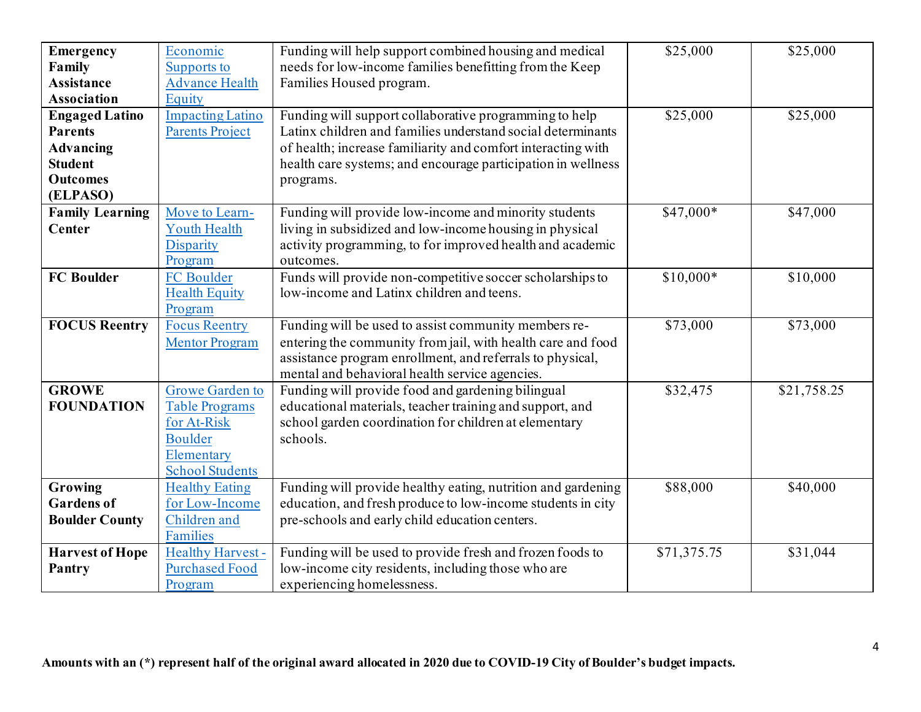| | | | | |
|---|---|---|---|---|
| **Emergency Family Assistance Association** | Economic Supports to Advance Health Equity | Funding will help support combined housing and medical needs for low-income families benefitting from the Keep Families Housed program. | $25,000 | $25,000 |
| **Engaged Latino Parents Advancing Student Outcomes (ELPASO)** | Impacting Latino Parents Project | Funding will support collaborative programming to help Latinx children and families understand social determinants of health; increase familiarity and comfort interacting with health care systems; and encourage participation in wellness programs. | $25,000 | $25,000 |
| **Family Learning Center** | Move to Learn-Youth Health Disparity Program | Funding will provide low-income and minority students living in subsidized and low-income housing in physical activity programming, to for improved health and academic outcomes. | $47,000* | $47,000 |
| **FC Boulder** | FC Boulder Health Equity Program | Funds will provide non-competitive soccer scholarships to low-income and Latinx children and teens. | $10,000* | $10,000 |
| **FOCUS Reentry** | Focus Reentry Mentor Program | Funding will be used to assist community members re-entering the community from jail, with health care and food assistance program enrollment, and referrals to physical, mental and behavioral health service agencies. | $73,000 | $73,000 |
| **GROWE FOUNDATION** | Growe Garden to Table Programs for At-Risk Boulder Elementary School Students | Funding will provide food and gardening bilingual educational materials, teacher training and support, and school garden coordination for children at elementary schools. | $32,475 | $21,758.25 |
| **Growing Gardens of Boulder County** | Healthy Eating for Low-Income Children and Families | Funding will provide healthy eating, nutrition and gardening education, and fresh produce to low-income students in city pre-schools and early child education centers. | $88,000 | $40,000 |
| **Harvest of Hope Pantry** | Healthy Harvest - Purchased Food Program | Funding will be used to provide fresh and frozen foods to low-income city residents, including those who are experiencing homelessness. | $71,375.75 | $31,044 |

**Amounts with an (*) represent half of the original award allocated in 2020 due to COVID-19 City of Boulder's budget impacts.**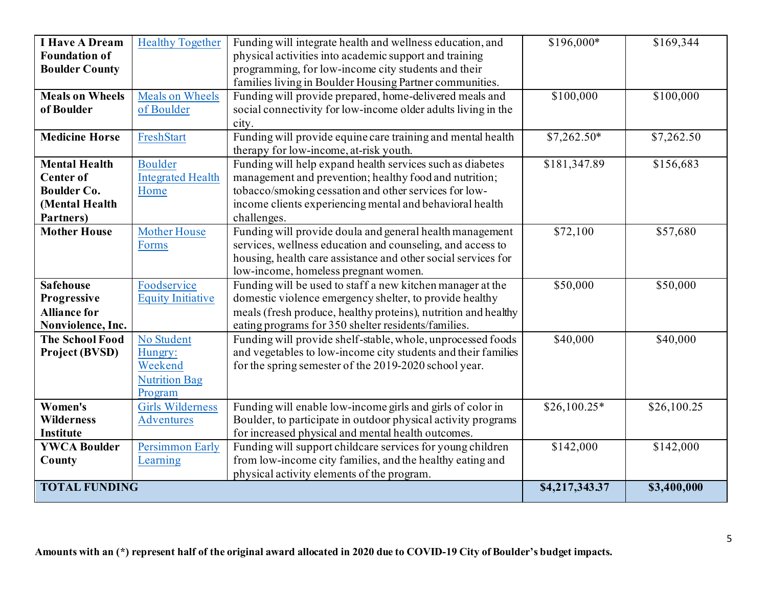| | | | | |
|---|---|---|---|---|
| **I Have A Dream Foundation of Boulder County** | Healthy Together | Funding will integrate health and wellness education, and physical activities into academic support and training programming, for low-income city students and their families living in Boulder Housing Partner communities. | $196,000* | $169,344 |
| **Meals on Wheels of Boulder** | Meals on Wheels of Boulder | Funding will provide prepared, home-delivered meals and social connectivity for low-income older adults living in the city. | $100,000 | $100,000 |
| **Medicine Horse** | FreshStart | Funding will provide equine care training and mental health therapy for low-income, at-risk youth. | $7,262.50* | $7,262.50 |
| **Mental Health Center of Boulder Co. (Mental Health Partners)** | Boulder Integrated Health Home | Funding will help expand health services such as diabetes management and prevention; healthy food and nutrition; tobacco/smoking cessation and other services for low-income clients experiencing mental and behavioral health challenges. | $181,347.89 | $156,683 |
| **Mother House** | Mother House Forms | Funding will provide doula and general health management services, wellness education and counseling, and access to housing, health care assistance and other social services for low-income, homeless pregnant women. | $72,100 | $57,680 |
| **Safehouse Progressive Alliance for Nonviolence, Inc.** | Foodservice Equity Initiative | Funding will be used to staff a new kitchen manager at the domestic violence emergency shelter, to provide healthy meals (fresh produce, healthy proteins), nutrition and healthy eating programs for 350 shelter residents/families. | $50,000 | $50,000 |
| **The School Food Project (BVSD)** | No Student Hungry: Weekend Nutrition Bag Program | Funding will provide shelf-stable, whole, unprocessed foods and vegetables to low-income city students and their families for the spring semester of the 2019-2020 school year. | $40,000 | $40,000 |
| **Women's Wilderness Institute** | Girls Wilderness Adventures | Funding will enable low-income girls and girls of color in Boulder, to participate in outdoor physical activity programs for increased physical and mental health outcomes. | $26,100.25* | $26,100.25 |
| **YWCA Boulder County** | Persimmon Early Learning | Funding will support childcare services for young children from low-income city families, and the healthy eating and physical activity elements of the program. | $142,000 | $142,000 |
| **TOTAL FUNDING** | | | **$4,217,343.37** | **$3,400,000** |

**Amounts with an (*) represent half of the original award allocated in 2020 due to COVID-19 City of Boulder's budget impacts.**